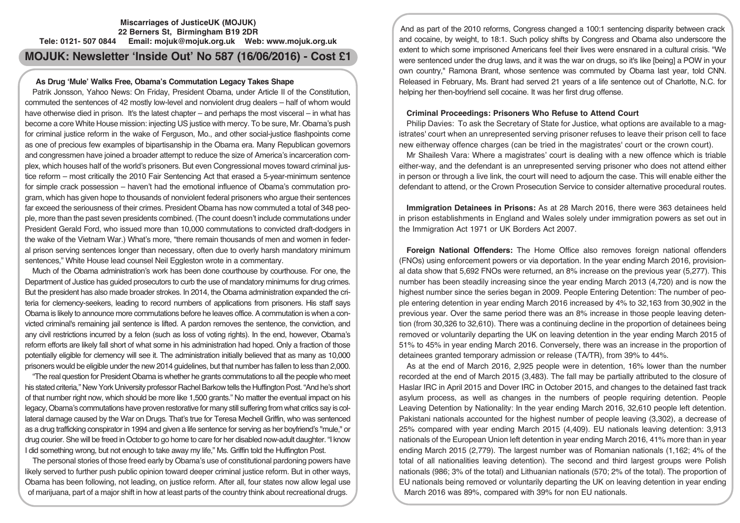**Miscarriages of JusticeUK (MOJUK)**
**22 Berners St, Birmingham B19 2DR**
**Tele: 0121- 507 0844 Email: mojuk@mojuk.org.uk Web: www.mojuk.org.uk**

# MOJUK: Newsletter 'Inside Out' No 587 (16/06/2016) - Cost £1

## As Drug 'Mule' Walks Free, Obama's Commutation Legacy Takes Shape

Patrik Jonsson, Yahoo News: On Friday, President Obama, under Article II of the Constitution, commuted the sentences of 42 mostly low-level and nonviolent drug dealers – half of whom would have otherwise died in prison. It's the latest chapter – and perhaps the most visceral – in what has become a core White House mission: injecting US justice with mercy. To be sure, Mr. Obama's push for criminal justice reform in the wake of Ferguson, Mo., and other social-justice flashpoints come as one of precious few examples of bipartisanship in the Obama era. Many Republican governors and congressmen have joined a broader attempt to reduce the size of America's incarceration complex, which houses half of the world's prisoners. But even Congressional moves toward criminal justice reform – most critically the 2010 Fair Sentencing Act that erased a 5-year-minimum sentence for simple crack possession – haven't had the emotional influence of Obama's commutation program, which has given hope to thousands of nonviolent federal prisoners who argue their sentences far exceed the seriousness of their crimes. President Obama has now commuted a total of 348 people, more than the past seven presidents combined. (The count doesn't include commutations under President Gerald Ford, who issued more than 10,000 commutations to convicted draft-dodgers in the wake of the Vietnam War.) What's more, "there remain thousands of men and women in federal prison serving sentences longer than necessary, often due to overly harsh mandatory minimum sentences," White House lead counsel Neil Eggleston wrote in a commentary.

Much of the Obama administration's work has been done courthouse by courthouse. For one, the Department of Justice has guided prosecutors to curb the use of mandatory minimums for drug crimes. But the president has also made broader strokes. In 2014, the Obama administration expanded the criteria for clemency-seekers, leading to record numbers of applications from prisoners. His staff says Obama is likely to announce more commutations before he leaves office. A commutation is when a convicted criminal's remaining jail sentence is lifted. A pardon removes the sentence, the conviction, and any civil restrictions incurred by a felon (such as loss of voting rights). In the end, however, Obama's reform efforts are likely fall short of what some in his administration had hoped. Only a fraction of those potentially eligible for clemency will see it. The administration initially believed that as many as 10,000 prisoners would be eligible under the new 2014 guidelines, but that number has fallen to less than 2,000.

"The real question for President Obama is whether he grants commutations to all the people who meet his stated criteria," New York University professor Rachel Barkow tells the Huffington Post. "And he's short of that number right now, which should be more like 1,500 grants." No matter the eventual impact on his legacy, Obama's commutations have proven restorative for many still suffering from what critics say is collateral damage caused by the War on Drugs. That's true for Teresa Mechell Griffin, who was sentenced as a drug trafficking conspirator in 1994 and given a life sentence for serving as her boyfriend's "mule," or drug courier. She will be freed in October to go home to care for her disabled now-adult daughter. "I know I did something wrong, but not enough to take away my life," Ms. Griffin told the Huffington Post.

The personal stories of those freed early by Obama's use of constitutional pardoning powers have likely served to further push public opinion toward deeper criminal justice reform. But in other ways, Obama has been following, not leading, on justice reform. After all, four states now allow legal use of marijuana, part of a major shift in how at least parts of the country think about recreational drugs.

And as part of the 2010 reforms, Congress changed a 100:1 sentencing disparity between crack and cocaine, by weight, to 18:1. Such policy shifts by Congress and Obama also underscore the extent to which some imprisoned Americans feel their lives were ensnared in a cultural crisis. "We were sentenced under the drug laws, and it was the war on drugs, so it's like [being] a POW in your own country," Ramona Brant, whose sentence was commuted by Obama last year, told CNN. Released in February, Ms. Brant had served 21 years of a life sentence out of Charlotte, N.C. for helping her then-boyfriend sell cocaine. It was her first drug offense.

## Criminal Proceedings: Prisoners Who Refuse to Attend Court

Philip Davies: To ask the Secretary of State for Justice, what options are available to a magistrates' court when an unrepresented serving prisoner refuses to leave their prison cell to face new eitherway offence charges (can be tried in the magistrates' court or the crown court).

Mr Shailesh Vara: Where a magistrates' court is dealing with a new offence which is triable either-way, and the defendant is an unrepresented serving prisoner who does not attend either in person or through a live link, the court will need to adjourn the case. This will enable either the defendant to attend, or the Crown Prosecution Service to consider alternative procedural routes.

**Immigration Detainees in Prisons:** As at 28 March 2016, there were 363 detainees held in prison establishments in England and Wales solely under immigration powers as set out in the Immigration Act 1971 or UK Borders Act 2007.

**Foreign National Offenders:** The Home Office also removes foreign national offenders (FNOs) using enforcement powers or via deportation. In the year ending March 2016, provisional data show that 5,692 FNOs were returned, an 8% increase on the previous year (5,277). This number has been steadily increasing since the year ending March 2013 (4,720) and is now the highest number since the series began in 2009. People Entering Detention: The number of people entering detention in year ending March 2016 increased by 4% to 32,163 from 30,902 in the previous year. Over the same period there was an 8% increase in those people leaving detention (from 30,326 to 32,610). There was a continuing decline in the proportion of detainees being removed or voluntarily departing the UK on leaving detention in the year ending March 2015 of 51% to 45% in year ending March 2016. Conversely, there was an increase in the proportion of detainees granted temporary admission or release (TA/TR), from 39% to 44%.

As at the end of March 2016, 2,925 people were in detention, 16% lower than the number recorded at the end of March 2015 (3,483). The fall may be partially attributed to the closure of Haslar IRC in April 2015 and Dover IRC in October 2015, and changes to the detained fast track asylum process, as well as changes in the numbers of people requiring detention. People Leaving Detention by Nationality: In the year ending March 2016, 32,610 people left detention. Pakistani nationals accounted for the highest number of people leaving (3,302), a decrease of 25% compared with year ending March 2015 (4,409). EU nationals leaving detention: 3,913 nationals of the European Union left detention in year ending March 2016, 41% more than in year ending March 2015 (2,779). The largest number was of Romanian nationals (1,162; 4% of the total of all nationalities leaving detention). The second and third largest groups were Polish nationals (986; 3% of the total) and Lithuanian nationals (570; 2% of the total). The proportion of EU nationals being removed or voluntarily departing the UK on leaving detention in year ending March 2016 was 89%, compared with 39% for non EU nationals.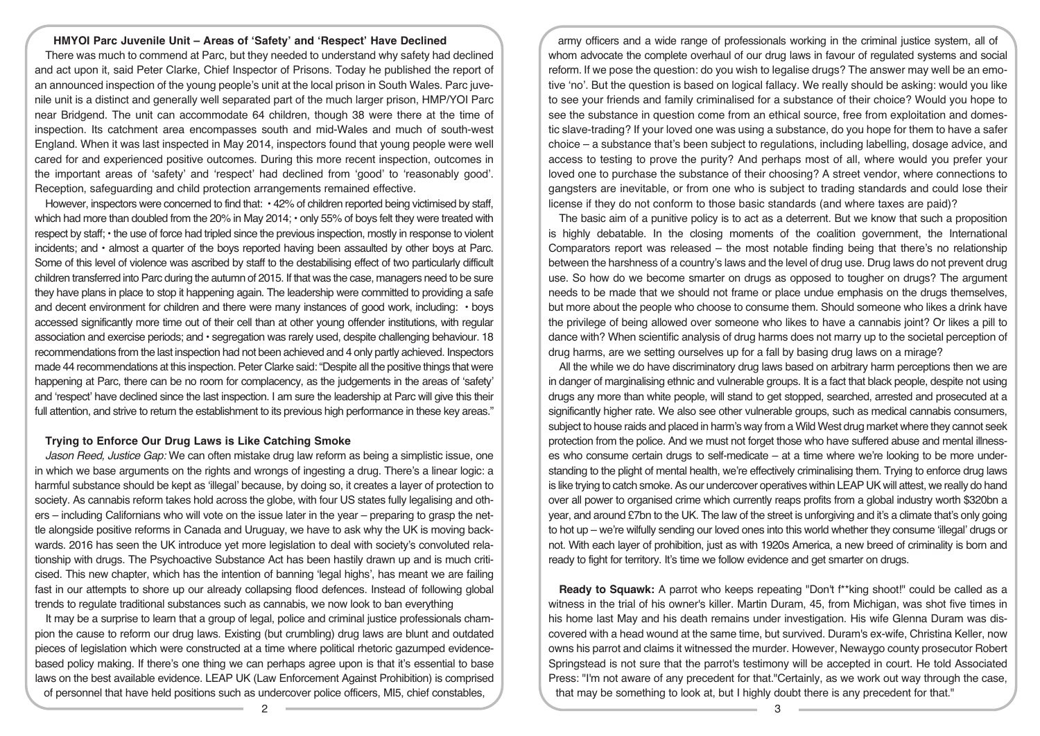### HMYOI Parc Juvenile Unit – Areas of 'Safety' and 'Respect' Have Declined

There was much to commend at Parc, but they needed to understand why safety had declined and act upon it, said Peter Clarke, Chief Inspector of Prisons. Today he published the report of an announced inspection of the young people's unit at the local prison in South Wales. Parc juvenile unit is a distinct and generally well separated part of the much larger prison, HMP/YOI Parc near Bridgend. The unit can accommodate 64 children, though 38 were there at the time of inspection. Its catchment area encompasses south and mid-Wales and much of south-west England. When it was last inspected in May 2014, inspectors found that young people were well cared for and experienced positive outcomes. During this more recent inspection, outcomes in the important areas of 'safety' and 'respect' had declined from 'good' to 'reasonably good'. Reception, safeguarding and child protection arrangements remained effective.

However, inspectors were concerned to find that: • 42% of children reported being victimised by staff, which had more than doubled from the 20% in May 2014; • only 55% of boys felt they were treated with respect by staff; • the use of force had tripled since the previous inspection, mostly in response to violent incidents; and • almost a quarter of the boys reported having been assaulted by other boys at Parc. Some of this level of violence was ascribed by staff to the destabilising effect of two particularly difficult children transferred into Parc during the autumn of 2015. If that was the case, managers need to be sure they have plans in place to stop it happening again. The leadership were committed to providing a safe and decent environment for children and there were many instances of good work, including: • boys accessed significantly more time out of their cell than at other young offender institutions, with regular association and exercise periods; and • segregation was rarely used, despite challenging behaviour. 18 recommendations from the last inspection had not been achieved and 4 only partly achieved. Inspectors made 44 recommendations at this inspection. Peter Clarke said: "Despite all the positive things that were happening at Parc, there can be no room for complacency, as the judgements in the areas of 'safety' and 'respect' have declined since the last inspection. I am sure the leadership at Parc will give this their full attention, and strive to return the establishment to its previous high performance in these key areas."

### Trying to Enforce Our Drug Laws is Like Catching Smoke

*Jason Reed, Justice Gap:* We can often mistake drug law reform as being a simplistic issue, one in which we base arguments on the rights and wrongs of ingesting a drug. There's a linear logic: a harmful substance should be kept as 'illegal' because, by doing so, it creates a layer of protection to society. As cannabis reform takes hold across the globe, with four US states fully legalising and others – including Californians who will vote on the issue later in the year – preparing to grasp the nettle alongside positive reforms in Canada and Uruguay, we have to ask why the UK is moving backwards. 2016 has seen the UK introduce yet more legislation to deal with society's convoluted relationship with drugs. The Psychoactive Substance Act has been hastily drawn up and is much criticised. This new chapter, which has the intention of banning 'legal highs', has meant we are failing fast in our attempts to shore up our already collapsing flood defences. Instead of following global trends to regulate traditional substances such as cannabis, we now look to ban everything

It may be a surprise to learn that a group of legal, police and criminal justice professionals champion the cause to reform our drug laws. Existing (but crumbling) drug laws are blunt and outdated pieces of legislation which were constructed at a time where political rhetoric gazumped evidence-based policy making. If there's one thing we can perhaps agree upon is that it's essential to base laws on the best available evidence. LEAP UK (Law Enforcement Against Prohibition) is comprised of personnel that have held positions such as undercover police officers, MI5, chief constables, army officers and a wide range of professionals working in the criminal justice system, all of whom advocate the complete overhaul of our drug laws in favour of regulated systems and social reform. If we pose the question: do you wish to legalise drugs? The answer may well be an emotive 'no'. But the question is based on logical fallacy. We really should be asking: would you like to see your friends and family criminalised for a substance of their choice? Would you hope to see the substance in question come from an ethical source, free from exploitation and domestic slave-trading? If your loved one was using a substance, do you hope for them to have a safer choice – a substance that's been subject to regulations, including labelling, dosage advice, and access to testing to prove the purity? And perhaps most of all, where would you prefer your loved one to purchase the substance of their choosing? A street vendor, where connections to gangsters are inevitable, or from one who is subject to trading standards and could lose their license if they do not conform to those basic standards (and where taxes are paid)?

The basic aim of a punitive policy is to act as a deterrent. But we know that such a proposition is highly debatable. In the closing moments of the coalition government, the International Comparators report was released – the most notable finding being that there's no relationship between the harshness of a country's laws and the level of drug use. Drug laws do not prevent drug use. So how do we become smarter on drugs as opposed to tougher on drugs? The argument needs to be made that we should not frame or place undue emphasis on the drugs themselves, but more about the people who choose to consume them. Should someone who likes a drink have the privilege of being allowed over someone who likes to have a cannabis joint? Or likes a pill to dance with? When scientific analysis of drug harms does not marry up to the societal perception of drug harms, are we setting ourselves up for a fall by basing drug laws on a mirage?

All the while we do have discriminatory drug laws based on arbitrary harm perceptions then we are in danger of marginalising ethnic and vulnerable groups. It is a fact that black people, despite not using drugs any more than white people, will stand to get stopped, searched, arrested and prosecuted at a significantly higher rate. We also see other vulnerable groups, such as medical cannabis consumers, subject to house raids and placed in harm's way from a Wild West drug market where they cannot seek protection from the police. And we must not forget those who have suffered abuse and mental illnesses who consume certain drugs to self-medicate – at a time where we're looking to be more understanding to the plight of mental health, we're effectively criminalising them. Trying to enforce drug laws is like trying to catch smoke. As our undercover operatives within LEAP UK will attest, we really do hand over all power to organised crime which currently reaps profits from a global industry worth $320bn a year, and around £7bn to the UK. The law of the street is unforgiving and it's a climate that's only going to hot up – we're wilfully sending our loved ones into this world whether they consume 'illegal' drugs or not. With each layer of prohibition, just as with 1920s America, a new breed of criminality is born and ready to fight for territory. It's time we follow evidence and get smarter on drugs.

**Ready to Squawk:** A parrot who keeps repeating "Don't f**king shoot!" could be called as a witness in the trial of his owner's killer. Martin Duram, 45, from Michigan, was shot five times in his home last May and his death remains under investigation. His wife Glenna Duram was discovered with a head wound at the same time, but survived. Duram's ex-wife, Christina Keller, now owns his parrot and claims it witnessed the murder. However, Newaygo county prosecutor Robert Springstead is not sure that the parrot's testimony will be accepted in court. He told Associated Press: "I'm not aware of any precedent for that."Certainly, as we work out way through the case, that may be something to look at, but I highly doubt there is any precedent for that."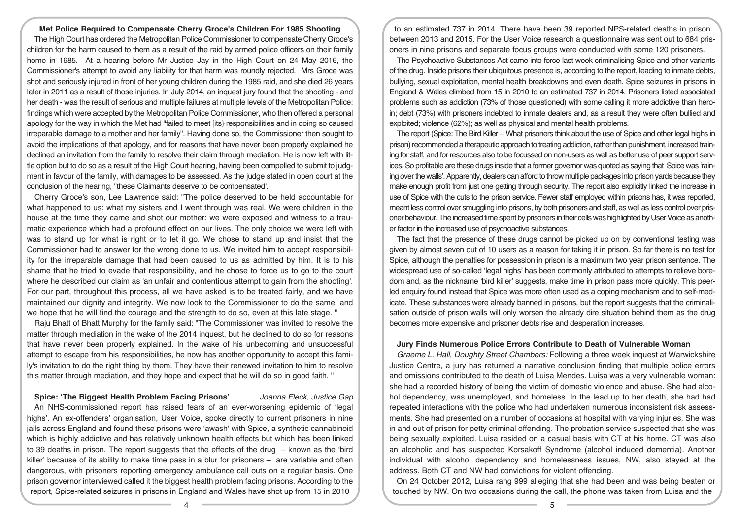## Met Police Required to Compensate Cherry Groce's Children For 1985 Shooting

The High Court has ordered the Metropolitan Police Commissioner to compensate Cherry Groce's children for the harm caused to them as a result of the raid by armed police officers on their family home in 1985. At a hearing before Mr Justice Jay in the High Court on 24 May 2016, the Commissioner's attempt to avoid any liability for that harm was roundly rejected. Mrs Groce was shot and seriously injured in front of her young children during the 1985 raid, and she died 26 years later in 2011 as a result of those injuries. In July 2014, an inquest jury found that the shooting - and her death - was the result of serious and multiple failures at multiple levels of the Metropolitan Police: findings which were accepted by the Metropolitan Police Commissioner, who then offered a personal apology for the way in which the Met had "failed to meet [its} responsibilities and in doing so caused irreparable damage to a mother and her family". Having done so, the Commissioner then sought to avoid the implications of that apology, and for reasons that have never been properly explained he declined an invitation from the family to resolve their claim through mediation. He is now left with little option but to do so as a result of the High Court hearing, having been compelled to submit to judgment in favour of the family, with damages to be assessed. As the judge stated in open court at the conclusion of the hearing, "these Claimants deserve to be compensated'.

Cherry Groce's son, Lee Lawrence said: "The police deserved to be held accountable for what happened to us: what my sisters and I went through was real. We were children in the house at the time they came and shot our mother: we were exposed and witness to a traumatic experience which had a profound effect on our lives. The only choice we were left with was to stand up for what is right or to let it go. We chose to stand up and insist that the Commissioner had to answer for the wrong done to us. We invited him to accept responsibility for the irreparable damage that had been caused to us as admitted by him. It is to his shame that he tried to evade that responsibility, and he chose to force us to go to the court where he described our claim as 'an unfair and contentious attempt to gain from the shooting'. For our part, throughout this process, all we have asked is to be treated fairly, and we have maintained our dignity and integrity. We now look to the Commissioner to do the same, and we hope that he will find the courage and the strength to do so, even at this late stage. "

Raju Bhatt of Bhatt Murphy for the family said: "The Commissioner was invited to resolve the matter through mediation in the wake of the 2014 inquest, but he declined to do so for reasons that have never been properly explained. In the wake of his unbecoming and unsuccessful attempt to escape from his responsibilities, he now has another opportunity to accept this family's invitation to do the right thing by them. They have their renewed invitation to him to resolve this matter through mediation, and they hope and expect that he will do so in good faith. "

## Spice: 'The Biggest Health Problem Facing Prisons'

*Joanna Fleck, Justice Gap*

An NHS-commissioned report has raised fears of an ever-worsening epidemic of 'legal highs'. An ex-offenders' organisation, User Voice, spoke directly to current prisoners in nine jails across England and found these prisons were 'awash' with Spice, a synthetic cannabinoid which is highly addictive and has relatively unknown health effects but which has been linked to 39 deaths in prison. The report suggests that the effects of the drug – known as the 'bird killer' because of its ability to make time pass in a blur for prisoners – are variable and often dangerous, with prisoners reporting emergency ambulance call outs on a regular basis. One prison governor interviewed called it the biggest health problem facing prisons. According to the report, Spice-related seizures in prisons in England and Wales have shot up from 15 in 2010 to an estimated 737 in 2014. There have been 39 reported NPS-related deaths in prison between 2013 and 2015. For the User Voice research a questionnaire was sent out to 684 prisoners in nine prisons and separate focus groups were conducted with some 120 prisoners.

The Psychoactive Substances Act came into force last week criminalising Spice and other variants of the drug. Inside prisons their ubiquitous presence is, according to the report, leading to inmate debts, bullying, sexual exploitation, mental health breakdowns and even death. Spice seizures in prisons in England & Wales climbed from 15 in 2010 to an estimated 737 in 2014. Prisoners listed associated problems such as addiction (73% of those questioned) with some calling it more addictive than heroin; debt (73%) with prisoners indebted to inmate dealers and, as a result they were often bullied and exploited; violence (62%); as well as physical and mental health problems.

The report (Spice: The Bird Killer – What prisoners think about the use of Spice and other legal highs in prison) recommended a therapeutic approach to treating addiction, rather than punishment, increased training for staff, and for resources also to be focussed on non-users as well as better use of peer support services. So profitable are these drugs inside that a former governor was quoted as saying that Spice was 'raining over the walls'. Apparently, dealers can afford to throw multiple packages into prison yards because they make enough profit from just one getting through security. The report also explicitly linked the increase in use of Spice with the cuts to the prison service. Fewer staff employed within prisons has, it was reported, meant less control over smuggling into prisons, by both prisoners and staff, as well as less control over prisoner behaviour. The increased time spent by prisoners in their cells was highlighted by User Voice as another factor in the increased use of psychoactive substances.

The fact that the presence of these drugs cannot be picked up on by conventional testing was given by almost seven out of 10 users as a reason for taking it in prison. So far there is no test for Spice, although the penalties for possession in prison is a maximum two year prison sentence. The widespread use of so-called 'legal highs' has been commonly attributed to attempts to relieve boredom and, as the nickname 'bird killer' suggests, make time in prison pass more quickly. This peer-led enquiry found instead that Spice was more often used as a coping mechanism and to self-medicate. These substances were already banned in prisons, but the report suggests that the criminalisation outside of prison walls will only worsen the already dire situation behind them as the drug becomes more expensive and prisoner debts rise and desperation increases.

## Jury Finds Numerous Police Errors Contribute to Death of Vulnerable Woman

*Graeme L. Hall, Doughty Street Chambers:* Following a three week inquest at Warwickshire Justice Centre, a jury has returned a narrative conclusion finding that multiple police errors and omissions contributed to the death of Luisa Mendes. Luisa was a very vulnerable woman: she had a recorded history of being the victim of domestic violence and abuse. She had alcohol dependency, was unemployed, and homeless. In the lead up to her death, she had had repeated interactions with the police who had undertaken numerous inconsistent risk assessments. She had presented on a number of occasions at hospital with varying injuries. She was in and out of prison for petty criminal offending. The probation service suspected that she was being sexually exploited. Luisa resided on a casual basis with CT at his home. CT was also an alcoholic and has suspected Korsakoff Syndrome (alcohol induced dementia). Another individual with alcohol dependency and homelessness issues, NW, also stayed at the address. Both CT and NW had convictions for violent offending.

On 24 October 2012, Luisa rang 999 alleging that she had been and was being beaten or touched by NW. On two occasions during the call, the phone was taken from Luisa and the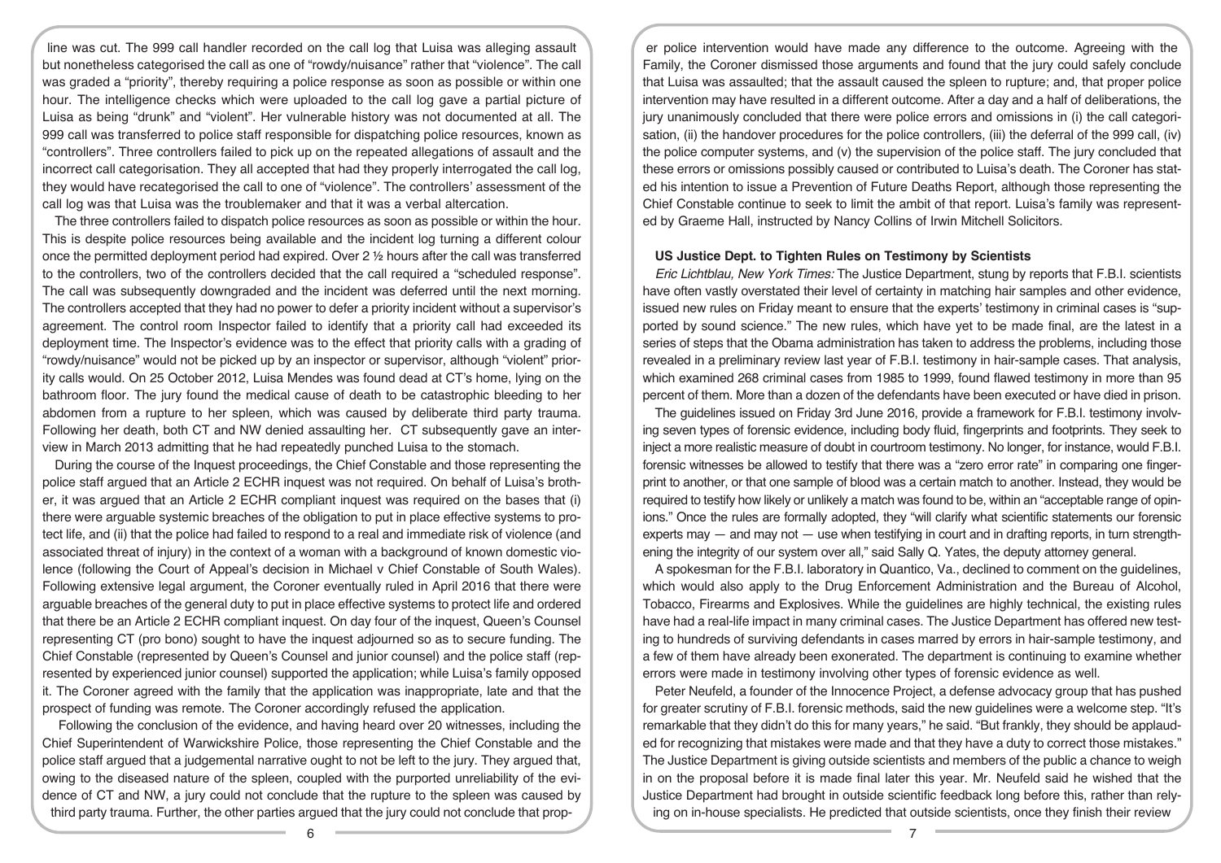line was cut. The 999 call handler recorded on the call log that Luisa was alleging assault but nonetheless categorised the call as one of "rowdy/nuisance" rather that "violence". The call was graded a "priority", thereby requiring a police response as soon as possible or within one hour. The intelligence checks which were uploaded to the call log gave a partial picture of Luisa as being "drunk" and "violent". Her vulnerable history was not documented at all. The 999 call was transferred to police staff responsible for dispatching police resources, known as "controllers". Three controllers failed to pick up on the repeated allegations of assault and the incorrect call categorisation. They all accepted that had they properly interrogated the call log, they would have recategorised the call to one of "violence". The controllers' assessment of the call log was that Luisa was the troublemaker and that it was a verbal altercation.

The three controllers failed to dispatch police resources as soon as possible or within the hour. This is despite police resources being available and the incident log turning a different colour once the permitted deployment period had expired. Over 2 ½ hours after the call was transferred to the controllers, two of the controllers decided that the call required a "scheduled response". The call was subsequently downgraded and the incident was deferred until the next morning. The controllers accepted that they had no power to defer a priority incident without a supervisor's agreement. The control room Inspector failed to identify that a priority call had exceeded its deployment time. The Inspector's evidence was to the effect that priority calls with a grading of "rowdy/nuisance" would not be picked up by an inspector or supervisor, although "violent" priority calls would. On 25 October 2012, Luisa Mendes was found dead at CT's home, lying on the bathroom floor. The jury found the medical cause of death to be catastrophic bleeding to her abdomen from a rupture to her spleen, which was caused by deliberate third party trauma. Following her death, both CT and NW denied assaulting her. CT subsequently gave an interview in March 2013 admitting that he had repeatedly punched Luisa to the stomach.

During the course of the Inquest proceedings, the Chief Constable and those representing the police staff argued that an Article 2 ECHR inquest was not required. On behalf of Luisa's brother, it was argued that an Article 2 ECHR compliant inquest was required on the bases that (i) there were arguable systemic breaches of the obligation to put in place effective systems to protect life, and (ii) that the police had failed to respond to a real and immediate risk of violence (and associated threat of injury) in the context of a woman with a background of known domestic violence (following the Court of Appeal's decision in Michael v Chief Constable of South Wales). Following extensive legal argument, the Coroner eventually ruled in April 2016 that there were arguable breaches of the general duty to put in place effective systems to protect life and ordered that there be an Article 2 ECHR compliant inquest. On day four of the inquest, Queen's Counsel representing CT (pro bono) sought to have the inquest adjourned so as to secure funding. The Chief Constable (represented by Queen's Counsel and junior counsel) and the police staff (represented by experienced junior counsel) supported the application; while Luisa's family opposed it. The Coroner agreed with the family that the application was inappropriate, late and that the prospect of funding was remote. The Coroner accordingly refused the application.

Following the conclusion of the evidence, and having heard over 20 witnesses, including the Chief Superintendent of Warwickshire Police, those representing the Chief Constable and the police staff argued that a judgemental narrative ought to not be left to the jury. They argued that, owing to the diseased nature of the spleen, coupled with the purported unreliability of the evidence of CT and NW, a jury could not conclude that the rupture to the spleen was caused by third party trauma. Further, the other parties argued that the jury could not conclude that proper police intervention would have made any difference to the outcome. Agreeing with the Family, the Coroner dismissed those arguments and found that the jury could safely conclude that Luisa was assaulted; that the assault caused the spleen to rupture; and, that proper police intervention may have resulted in a different outcome. After a day and a half of deliberations, the jury unanimously concluded that there were police errors and omissions in (i) the call categorisation, (ii) the handover procedures for the police controllers, (iii) the deferral of the 999 call, (iv) the police computer systems, and (v) the supervision of the police staff. The jury concluded that these errors or omissions possibly caused or contributed to Luisa's death. The Coroner has stated his intention to issue a Prevention of Future Deaths Report, although those representing the Chief Constable continue to seek to limit the ambit of that report. Luisa's family was represented by Graeme Hall, instructed by Nancy Collins of Irwin Mitchell Solicitors.

### US Justice Dept. to Tighten Rules on Testimony by Scientists

*Eric Lichtblau, New York Times:* The Justice Department, stung by reports that F.B.I. scientists have often vastly overstated their level of certainty in matching hair samples and other evidence, issued new rules on Friday meant to ensure that the experts' testimony in criminal cases is "supported by sound science." The new rules, which have yet to be made final, are the latest in a series of steps that the Obama administration has taken to address the problems, including those revealed in a preliminary review last year of F.B.I. testimony in hair-sample cases. That analysis, which examined 268 criminal cases from 1985 to 1999, found flawed testimony in more than 95 percent of them. More than a dozen of the defendants have been executed or have died in prison.

The guidelines issued on Friday 3rd June 2016, provide a framework for F.B.I. testimony involving seven types of forensic evidence, including body fluid, fingerprints and footprints. They seek to inject a more realistic measure of doubt in courtroom testimony. No longer, for instance, would F.B.I. forensic witnesses be allowed to testify that there was a "zero error rate" in comparing one fingerprint to another, or that one sample of blood was a certain match to another. Instead, they would be required to testify how likely or unlikely a match was found to be, within an "acceptable range of opinions." Once the rules are formally adopted, they "will clarify what scientific statements our forensic experts may — and may not — use when testifying in court and in drafting reports, in turn strengthening the integrity of our system over all," said Sally Q. Yates, the deputy attorney general.

A spokesman for the F.B.I. laboratory in Quantico, Va., declined to comment on the guidelines, which would also apply to the Drug Enforcement Administration and the Bureau of Alcohol, Tobacco, Firearms and Explosives. While the guidelines are highly technical, the existing rules have had a real-life impact in many criminal cases. The Justice Department has offered new testing to hundreds of surviving defendants in cases marred by errors in hair-sample testimony, and a few of them have already been exonerated. The department is continuing to examine whether errors were made in testimony involving other types of forensic evidence as well.

Peter Neufeld, a founder of the Innocence Project, a defense advocacy group that has pushed for greater scrutiny of F.B.I. forensic methods, said the new guidelines were a welcome step. "It's remarkable that they didn't do this for many years," he said. "But frankly, they should be applauded for recognizing that mistakes were made and that they have a duty to correct those mistakes." The Justice Department is giving outside scientists and members of the public a chance to weigh in on the proposal before it is made final later this year. Mr. Neufeld said he wished that the Justice Department had brought in outside scientific feedback long before this, rather than relying on in-house specialists. He predicted that outside scientists, once they finish their review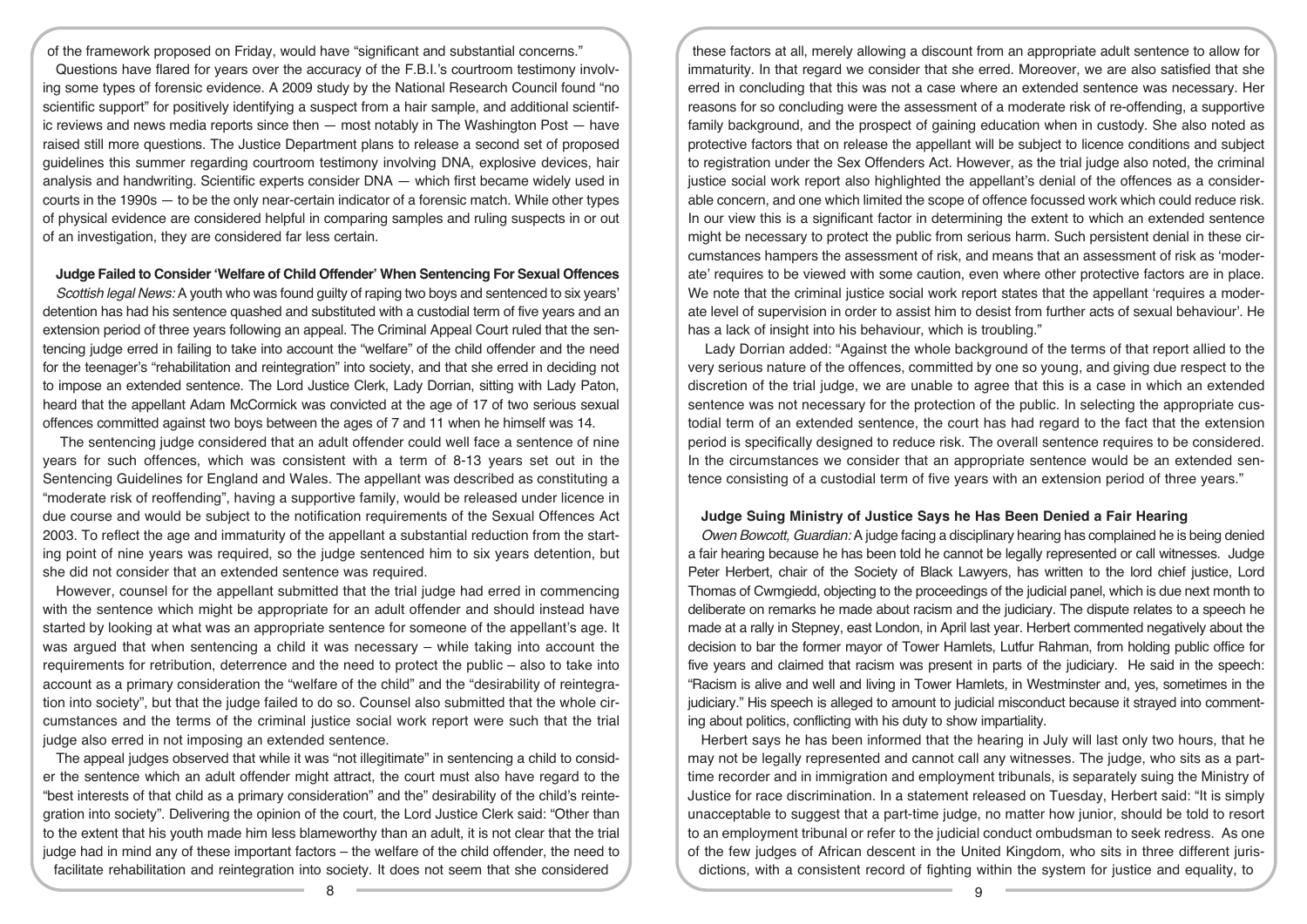of the framework proposed on Friday, would have "significant and substantial concerns."

Questions have flared for years over the accuracy of the F.B.I.'s courtroom testimony involving some types of forensic evidence. A 2009 study by the National Research Council found "no scientific support" for positively identifying a suspect from a hair sample, and additional scientific reviews and news media reports since then — most notably in The Washington Post — have raised still more questions. The Justice Department plans to release a second set of proposed guidelines this summer regarding courtroom testimony involving DNA, explosive devices, hair analysis and handwriting. Scientific experts consider DNA — which first became widely used in courts in the 1990s — to be the only near-certain indicator of a forensic match. While other types of physical evidence are considered helpful in comparing samples and ruling suspects in or out of an investigation, they are considered far less certain.

### Judge Failed to Consider 'Welfare of Child Offender' When Sentencing For Sexual Offences

*Scottish legal News:* A youth who was found guilty of raping two boys and sentenced to six years' detention has had his sentence quashed and substituted with a custodial term of five years and an extension period of three years following an appeal. The Criminal Appeal Court ruled that the sentencing judge erred in failing to take into account the "welfare" of the child offender and the need for the teenager's "rehabilitation and reintegration" into society, and that she erred in deciding not to impose an extended sentence. The Lord Justice Clerk, Lady Dorrian, sitting with Lady Paton, heard that the appellant Adam McCormick was convicted at the age of 17 of two serious sexual offences committed against two boys between the ages of 7 and 11 when he himself was 14.

The sentencing judge considered that an adult offender could well face a sentence of nine years for such offences, which was consistent with a term of 8-13 years set out in the Sentencing Guidelines for England and Wales. The appellant was described as constituting a "moderate risk of reoffending", having a supportive family, would be released under licence in due course and would be subject to the notification requirements of the Sexual Offences Act 2003. To reflect the age and immaturity of the appellant a substantial reduction from the starting point of nine years was required, so the judge sentenced him to six years detention, but she did not consider that an extended sentence was required.

However, counsel for the appellant submitted that the trial judge had erred in commencing with the sentence which might be appropriate for an adult offender and should instead have started by looking at what was an appropriate sentence for someone of the appellant's age. It was argued that when sentencing a child it was necessary – while taking into account the requirements for retribution, deterrence and the need to protect the public – also to take into account as a primary consideration the "welfare of the child" and the "desirability of reintegration into society", but that the judge failed to do so. Counsel also submitted that the whole circumstances and the terms of the criminal justice social work report were such that the trial judge also erred in not imposing an extended sentence.

The appeal judges observed that while it was "not illegitimate" in sentencing a child to consider the sentence which an adult offender might attract, the court must also have regard to the "best interests of that child as a primary consideration" and the" desirability of the child's reintegration into society". Delivering the opinion of the court, the Lord Justice Clerk said: "Other than to the extent that his youth made him less blameworthy than an adult, it is not clear that the trial judge had in mind any of these important factors – the welfare of the child offender, the need to facilitate rehabilitation and reintegration into society. It does not seem that she considered these factors at all, merely allowing a discount from an appropriate adult sentence to allow for immaturity. In that regard we consider that she erred. Moreover, we are also satisfied that she erred in concluding that this was not a case where an extended sentence was necessary. Her reasons for so concluding were the assessment of a moderate risk of re-offending, a supportive family background, and the prospect of gaining education when in custody. She also noted as protective factors that on release the appellant will be subject to licence conditions and subject to registration under the Sex Offenders Act. However, as the trial judge also noted, the criminal justice social work report also highlighted the appellant's denial of the offences as a considerable concern, and one which limited the scope of offence focussed work which could reduce risk. In our view this is a significant factor in determining the extent to which an extended sentence might be necessary to protect the public from serious harm. Such persistent denial in these circumstances hampers the assessment of risk, and means that an assessment of risk as 'moderate' requires to be viewed with some caution, even where other protective factors are in place. We note that the criminal justice social work report states that the appellant 'requires a moderate level of supervision in order to assist him to desist from further acts of sexual behaviour'. He has a lack of insight into his behaviour, which is troubling."

Lady Dorrian added: "Against the whole background of the terms of that report allied to the very serious nature of the offences, committed by one so young, and giving due respect to the discretion of the trial judge, we are unable to agree that this is a case in which an extended sentence was not necessary for the protection of the public. In selecting the appropriate custodial term of an extended sentence, the court has had regard to the fact that the extension period is specifically designed to reduce risk. The overall sentence requires to be considered. In the circumstances we consider that an appropriate sentence would be an extended sentence consisting of a custodial term of five years with an extension period of three years."

### Judge Suing Ministry of Justice Says he Has Been Denied a Fair Hearing

*Owen Bowcott, Guardian:* A judge facing a disciplinary hearing has complained he is being denied a fair hearing because he has been told he cannot be legally represented or call witnesses. Judge Peter Herbert, chair of the Society of Black Lawyers, has written to the lord chief justice, Lord Thomas of Cwmgiedd, objecting to the proceedings of the judicial panel, which is due next month to deliberate on remarks he made about racism and the judiciary. The dispute relates to a speech he made at a rally in Stepney, east London, in April last year. Herbert commented negatively about the decision to bar the former mayor of Tower Hamlets, Lutfur Rahman, from holding public office for five years and claimed that racism was present in parts of the judiciary. He said in the speech: "Racism is alive and well and living in Tower Hamlets, in Westminster and, yes, sometimes in the judiciary." His speech is alleged to amount to judicial misconduct because it strayed into commenting about politics, conflicting with his duty to show impartiality.

Herbert says he has been informed that the hearing in July will last only two hours, that he may not be legally represented and cannot call any witnesses. The judge, who sits as a part-time recorder and in immigration and employment tribunals, is separately suing the Ministry of Justice for race discrimination. In a statement released on Tuesday, Herbert said: "It is simply unacceptable to suggest that a part-time judge, no matter how junior, should be told to resort to an employment tribunal or refer to the judicial conduct ombudsman to seek redress. As one of the few judges of African descent in the United Kingdom, who sits in three different jurisdictions, with a consistent record of fighting within the system for justice and equality, to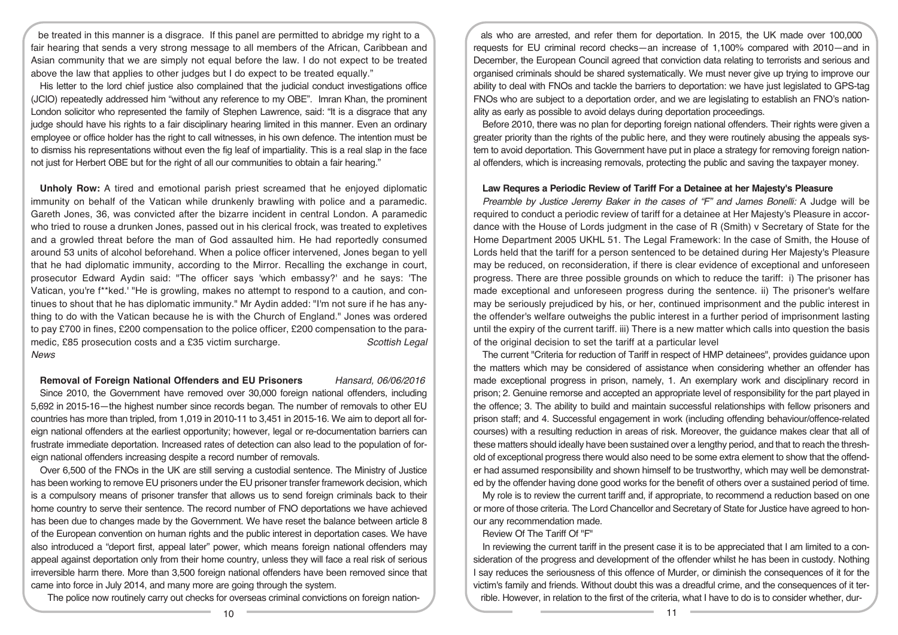be treated in this manner is a disgrace. If this panel are permitted to abridge my right to a fair hearing that sends a very strong message to all members of the African, Caribbean and Asian community that we are simply not equal before the law. I do not expect to be treated above the law that applies to other judges but I do expect to be treated equally."

His letter to the lord chief justice also complained that the judicial conduct investigations office (JCIO) repeatedly addressed him "without any reference to my OBE". Imran Khan, the prominent London solicitor who represented the family of Stephen Lawrence, said: "It is a disgrace that any judge should have his rights to a fair disciplinary hearing limited in this manner. Even an ordinary employee or office holder has the right to call witnesses, in his own defence. The intention must be to dismiss his representations without even the fig leaf of impartiality. This is a real slap in the face not just for Herbert OBE but for the right of all our communities to obtain a fair hearing."

**Unholy Row:** A tired and emotional parish priest screamed that he enjoyed diplomatic immunity on behalf of the Vatican while drunkenly brawling with police and a paramedic. Gareth Jones, 36, was convicted after the bizarre incident in central London. A paramedic who tried to rouse a drunken Jones, passed out in his clerical frock, was treated to expletives and a growled threat before the man of God assaulted him. He had reportedly consumed around 53 units of alcohol beforehand. When a police officer intervened, Jones began to yell that he had diplomatic immunity, according to the Mirror. Recalling the exchange in court, prosecutor Edward Aydin said: "The officer says 'which embassy?' and he says: 'The Vatican, you're f**ked.' "He is growling, makes no attempt to respond to a caution, and continues to shout that he has diplomatic immunity." Mr Aydin added: "I'm not sure if he has anything to do with the Vatican because he is with the Church of England." Jones was ordered to pay £700 in fines, £200 compensation to the police officer, £200 compensation to the paramedic, £85 prosecution costs and a £35 victim surcharge. *Scottish Legal News*

**Removal of Foreign National Offenders and EU Prisoners** *Hansard, 06/06/2016*

Since 2010, the Government have removed over 30,000 foreign national offenders, including 5,692 in 2015-16—the highest number since records began. The number of removals to other EU countries has more than tripled, from 1,019 in 2010-11 to 3,451 in 2015-16. We aim to deport all foreign national offenders at the earliest opportunity; however, legal or re-documentation barriers can frustrate immediate deportation. Increased rates of detection can also lead to the population of foreign national offenders increasing despite a record number of removals.

Over 6,500 of the FNOs in the UK are still serving a custodial sentence. The Ministry of Justice has been working to remove EU prisoners under the EU prisoner transfer framework decision, which is a compulsory means of prisoner transfer that allows us to send foreign criminals back to their home country to serve their sentence. The record number of FNO deportations we have achieved has been due to changes made by the Government. We have reset the balance between article 8 of the European convention on human rights and the public interest in deportation cases. We have also introduced a "deport first, appeal later" power, which means foreign national offenders may appeal against deportation only from their home country, unless they will face a real risk of serious irreversible harm there. More than 3,500 foreign national offenders have been removed since that came into force in July 2014, and many more are going through the system.

The police now routinely carry out checks for overseas criminal convictions on foreign nationals who are arrested, and refer them for deportation. In 2015, the UK made over 100,000 requests for EU criminal record checks—an increase of 1,100% compared with 2010—and in December, the European Council agreed that conviction data relating to terrorists and serious and organised criminals should be shared systematically. We must never give up trying to improve our ability to deal with FNOs and tackle the barriers to deportation: we have just legislated to GPS-tag FNOs who are subject to a deportation order, and we are legislating to establish an FNO's nationality as early as possible to avoid delays during deportation proceedings.

Before 2010, there was no plan for deporting foreign national offenders. Their rights were given a greater priority than the rights of the public here, and they were routinely abusing the appeals system to avoid deportation. This Government have put in place a strategy for removing foreign national offenders, which is increasing removals, protecting the public and saving the taxpayer money.

**Law Requres a Periodic Review of Tariff For a Detainee at her Majesty's Pleasure**

*Preamble by Justice Jeremy Baker in the cases of "F" and James Bonelli:* A Judge will be required to conduct a periodic review of tariff for a detainee at Her Majesty's Pleasure in accordance with the House of Lords judgment in the case of R (Smith) v Secretary of State for the Home Department 2005 UKHL 51. The Legal Framework: In the case of Smith, the House of Lords held that the tariff for a person sentenced to be detained during Her Majesty's Pleasure may be reduced, on reconsideration, if there is clear evidence of exceptional and unforeseen progress. There are three possible grounds on which to reduce the tariff: i) The prisoner has made exceptional and unforeseen progress during the sentence. ii) The prisoner's welfare may be seriously prejudiced by his, or her, continued imprisonment and the public interest in the offender's welfare outweighs the public interest in a further period of imprisonment lasting until the expiry of the current tariff. iii) There is a new matter which calls into question the basis of the original decision to set the tariff at a particular level

The current "Criteria for reduction of Tariff in respect of HMP detainees", provides guidance upon the matters which may be considered of assistance when considering whether an offender has made exceptional progress in prison, namely, 1. An exemplary work and disciplinary record in prison; 2. Genuine remorse and accepted an appropriate level of responsibility for the part played in the offence; 3. The ability to build and maintain successful relationships with fellow prisoners and prison staff; and 4. Successful engagement in work (including offending behaviour/offence-related courses) with a resulting reduction in areas of risk. Moreover, the guidance makes clear that all of these matters should ideally have been sustained over a lengthy period, and that to reach the threshold of exceptional progress there would also need to be some extra element to show that the offender had assumed responsibility and shown himself to be trustworthy, which may well be demonstrated by the offender having done good works for the benefit of others over a sustained period of time.

My role is to review the current tariff and, if appropriate, to recommend a reduction based on one or more of those criteria. The Lord Chancellor and Secretary of State for Justice have agreed to honour any recommendation made.

Review Of The Tariff Of "F"

In reviewing the current tariff in the present case it is to be appreciated that I am limited to a consideration of the progress and development of the offender whilst he has been in custody. Nothing I say reduces the seriousness of this offence of Murder, or diminish the consequences of it for the victim's family and friends. Without doubt this was a dreadful crime, and the consequences of it terrible. However, in relation to the first of the criteria, what I have to do is to consider whether, dur-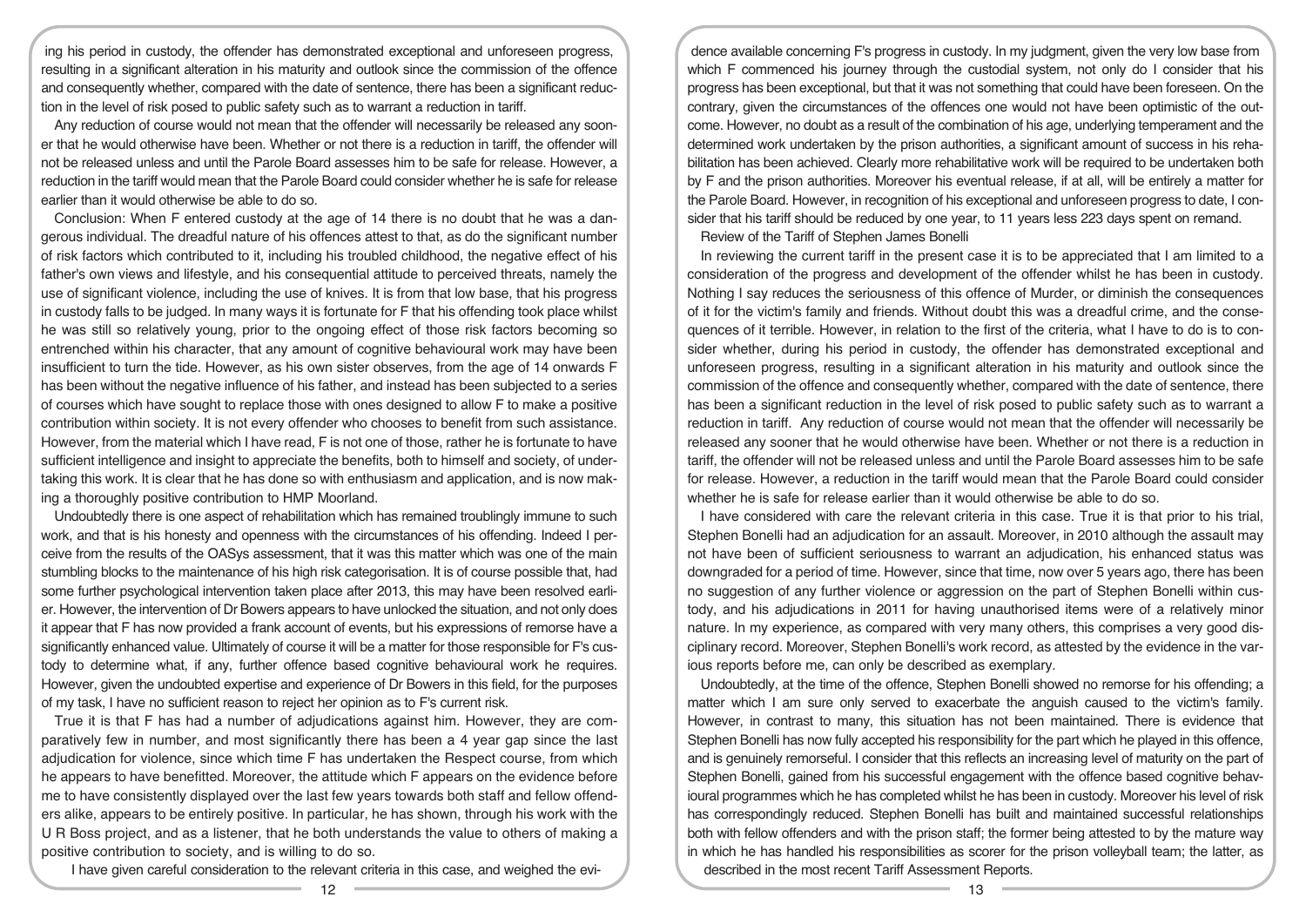ing his period in custody, the offender has demonstrated exceptional and unforeseen progress, resulting in a significant alteration in his maturity and outlook since the commission of the offence and consequently whether, compared with the date of sentence, there has been a significant reduction in the level of risk posed to public safety such as to warrant a reduction in tariff.

Any reduction of course would not mean that the offender will necessarily be released any sooner that he would otherwise have been. Whether or not there is a reduction in tariff, the offender will not be released unless and until the Parole Board assesses him to be safe for release. However, a reduction in the tariff would mean that the Parole Board could consider whether he is safe for release earlier than it would otherwise be able to do so.

Conclusion: When F entered custody at the age of 14 there is no doubt that he was a dangerous individual. The dreadful nature of his offences attest to that, as do the significant number of risk factors which contributed to it, including his troubled childhood, the negative effect of his father's own views and lifestyle, and his consequential attitude to perceived threats, namely the use of significant violence, including the use of knives. It is from that low base, that his progress in custody falls to be judged. In many ways it is fortunate for F that his offending took place whilst he was still so relatively young, prior to the ongoing effect of those risk factors becoming so entrenched within his character, that any amount of cognitive behavioural work may have been insufficient to turn the tide. However, as his own sister observes, from the age of 14 onwards F has been without the negative influence of his father, and instead has been subjected to a series of courses which have sought to replace those with ones designed to allow F to make a positive contribution within society. It is not every offender who chooses to benefit from such assistance. However, from the material which I have read, F is not one of those, rather he is fortunate to have sufficient intelligence and insight to appreciate the benefits, both to himself and society, of undertaking this work. It is clear that he has done so with enthusiasm and application, and is now making a thoroughly positive contribution to HMP Moorland.

Undoubtedly there is one aspect of rehabilitation which has remained troublingly immune to such work, and that is his honesty and openness with the circumstances of his offending. Indeed I perceive from the results of the OASys assessment, that it was this matter which was one of the main stumbling blocks to the maintenance of his high risk categorisation. It is of course possible that, had some further psychological intervention taken place after 2013, this may have been resolved earlier. However, the intervention of Dr Bowers appears to have unlocked the situation, and not only does it appear that F has now provided a frank account of events, but his expressions of remorse have a significantly enhanced value. Ultimately of course it will be a matter for those responsible for F's custody to determine what, if any, further offence based cognitive behavioural work he requires. However, given the undoubted expertise and experience of Dr Bowers in this field, for the purposes of my task, I have no sufficient reason to reject her opinion as to F's current risk.

True it is that F has had a number of adjudications against him. However, they are comparatively few in number, and most significantly there has been a 4 year gap since the last adjudication for violence, since which time F has undertaken the Respect course, from which he appears to have benefitted. Moreover, the attitude which F appears on the evidence before me to have consistently displayed over the last few years towards both staff and fellow offenders alike, appears to be entirely positive. In particular, he has shown, through his work with the U R Boss project, and as a listener, that he both understands the value to others of making a positive contribution to society, and is willing to do so.

I have given careful consideration to the relevant criteria in this case, and weighed the evidence available concerning F's progress in custody. In my judgment, given the very low base from which F commenced his journey through the custodial system, not only do I consider that his progress has been exceptional, but that it was not something that could have been foreseen. On the contrary, given the circumstances of the offences one would not have been optimistic of the outcome. However, no doubt as a result of the combination of his age, underlying temperament and the determined work undertaken by the prison authorities, a significant amount of success in his rehabilitation has been achieved. Clearly more rehabilitative work will be required to be undertaken both by F and the prison authorities. Moreover his eventual release, if at all, will be entirely a matter for the Parole Board. However, in recognition of his exceptional and unforeseen progress to date, I consider that his tariff should be reduced by one year, to 11 years less 223 days spent on remand.

## Review of the Tariff of Stephen James Bonelli

In reviewing the current tariff in the present case it is to be appreciated that I am limited to a consideration of the progress and development of the offender whilst he has been in custody. Nothing I say reduces the seriousness of this offence of Murder, or diminish the consequences of it for the victim's family and friends. Without doubt this was a dreadful crime, and the consequences of it terrible. However, in relation to the first of the criteria, what I have to do is to consider whether, during his period in custody, the offender has demonstrated exceptional and unforeseen progress, resulting in a significant alteration in his maturity and outlook since the commission of the offence and consequently whether, compared with the date of sentence, there has been a significant reduction in the level of risk posed to public safety such as to warrant a reduction in tariff. Any reduction of course would not mean that the offender will necessarily be released any sooner that he would otherwise have been. Whether or not there is a reduction in tariff, the offender will not be released unless and until the Parole Board assesses him to be safe for release. However, a reduction in the tariff would mean that the Parole Board could consider whether he is safe for release earlier than it would otherwise be able to do so.

I have considered with care the relevant criteria in this case. True it is that prior to his trial, Stephen Bonelli had an adjudication for an assault. Moreover, in 2010 although the assault may not have been of sufficient seriousness to warrant an adjudication, his enhanced status was downgraded for a period of time. However, since that time, now over 5 years ago, there has been no suggestion of any further violence or aggression on the part of Stephen Bonelli within custody, and his adjudications in 2011 for having unauthorised items were of a relatively minor nature. In my experience, as compared with very many others, this comprises a very good disciplinary record. Moreover, Stephen Bonelli's work record, as attested by the evidence in the various reports before me, can only be described as exemplary.

Undoubtedly, at the time of the offence, Stephen Bonelli showed no remorse for his offending; a matter which I am sure only served to exacerbate the anguish caused to the victim's family. However, in contrast to many, this situation has not been maintained. There is evidence that Stephen Bonelli has now fully accepted his responsibility for the part which he played in this offence, and is genuinely remorseful. I consider that this reflects an increasing level of maturity on the part of Stephen Bonelli, gained from his successful engagement with the offence based cognitive behavioural programmes which he has completed whilst he has been in custody. Moreover his level of risk has correspondingly reduced. Stephen Bonelli has built and maintained successful relationships both with fellow offenders and with the prison staff; the former being attested to by the mature way in which he has handled his responsibilities as scorer for the prison volleyball team; the latter, as described in the most recent Tariff Assessment Reports.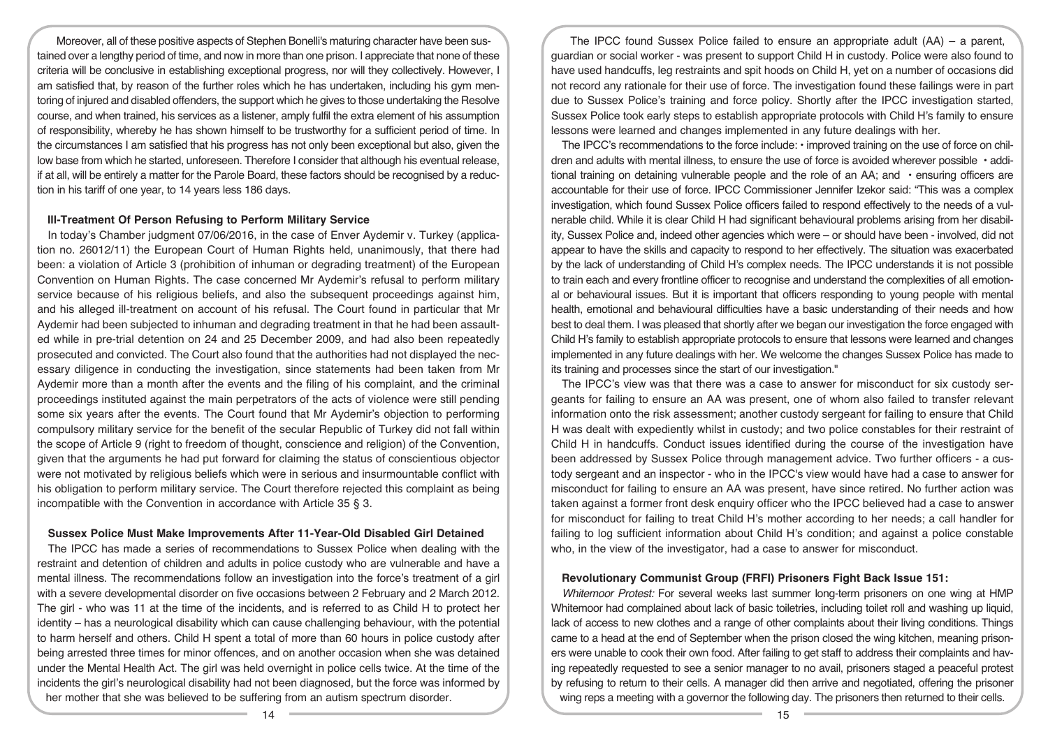Moreover, all of these positive aspects of Stephen Bonelli's maturing character have been sustained over a lengthy period of time, and now in more than one prison. I appreciate that none of these criteria will be conclusive in establishing exceptional progress, nor will they collectively. However, I am satisfied that, by reason of the further roles which he has undertaken, including his gym mentoring of injured and disabled offenders, the support which he gives to those undertaking the Resolve course, and when trained, his services as a listener, amply fulfil the extra element of his assumption of responsibility, whereby he has shown himself to be trustworthy for a sufficient period of time. In the circumstances I am satisfied that his progress has not only been exceptional but also, given the low base from which he started, unforeseen. Therefore I consider that although his eventual release, if at all, will be entirely a matter for the Parole Board, these factors should be recognised by a reduction in his tariff of one year, to 14 years less 186 days.

### Ill-Treatment Of Person Refusing to Perform Military Service

In today's Chamber judgment 07/06/2016, in the case of Enver Aydemir v. Turkey (application no. 26012/11) the European Court of Human Rights held, unanimously, that there had been: a violation of Article 3 (prohibition of inhuman or degrading treatment) of the European Convention on Human Rights. The case concerned Mr Aydemir's refusal to perform military service because of his religious beliefs, and also the subsequent proceedings against him, and his alleged ill-treatment on account of his refusal. The Court found in particular that Mr Aydemir had been subjected to inhuman and degrading treatment in that he had been assaulted while in pre-trial detention on 24 and 25 December 2009, and had also been repeatedly prosecuted and convicted. The Court also found that the authorities had not displayed the necessary diligence in conducting the investigation, since statements had been taken from Mr Aydemir more than a month after the events and the filing of his complaint, and the criminal proceedings instituted against the main perpetrators of the acts of violence were still pending some six years after the events. The Court found that Mr Aydemir's objection to performing compulsory military service for the benefit of the secular Republic of Turkey did not fall within the scope of Article 9 (right to freedom of thought, conscience and religion) of the Convention, given that the arguments he had put forward for claiming the status of conscientious objector were not motivated by religious beliefs which were in serious and insurmountable conflict with his obligation to perform military service. The Court therefore rejected this complaint as being incompatible with the Convention in accordance with Article 35 § 3.

### Sussex Police Must Make Improvements After 11-Year-Old Disabled Girl Detained

The IPCC has made a series of recommendations to Sussex Police when dealing with the restraint and detention of children and adults in police custody who are vulnerable and have a mental illness. The recommendations follow an investigation into the force's treatment of a girl with a severe developmental disorder on five occasions between 2 February and 2 March 2012. The girl - who was 11 at the time of the incidents, and is referred to as Child H to protect her identity – has a neurological disability which can cause challenging behaviour, with the potential to harm herself and others. Child H spent a total of more than 60 hours in police custody after being arrested three times for minor offences, and on another occasion when she was detained under the Mental Health Act. The girl was held overnight in police cells twice. At the time of the incidents the girl's neurological disability had not been diagnosed, but the force was informed by her mother that she was believed to be suffering from an autism spectrum disorder.

The IPCC found Sussex Police failed to ensure an appropriate adult (AA) – a parent, guardian or social worker - was present to support Child H in custody. Police were also found to have used handcuffs, leg restraints and spit hoods on Child H, yet on a number of occasions did not record any rationale for their use of force. The investigation found these failings were in part due to Sussex Police's training and force policy. Shortly after the IPCC investigation started, Sussex Police took early steps to establish appropriate protocols with Child H's family to ensure lessons were learned and changes implemented in any future dealings with her.

The IPCC's recommendations to the force include: • improved training on the use of force on children and adults with mental illness, to ensure the use of force is avoided wherever possible • additional training on detaining vulnerable people and the role of an AA; and • ensuring officers are accountable for their use of force. IPCC Commissioner Jennifer Izekor said: "This was a complex investigation, which found Sussex Police officers failed to respond effectively to the needs of a vulnerable child. While it is clear Child H had significant behavioural problems arising from her disability, Sussex Police and, indeed other agencies which were – or should have been - involved, did not appear to have the skills and capacity to respond to her effectively. The situation was exacerbated by the lack of understanding of Child H's complex needs. The IPCC understands it is not possible to train each and every frontline officer to recognise and understand the complexities of all emotional or behavioural issues. But it is important that officers responding to young people with mental health, emotional and behavioural difficulties have a basic understanding of their needs and how best to deal them. I was pleased that shortly after we began our investigation the force engaged with Child H's family to establish appropriate protocols to ensure that lessons were learned and changes implemented in any future dealings with her. We welcome the changes Sussex Police has made to its training and processes since the start of our investigation."

The IPCC's view was that there was a case to answer for misconduct for six custody sergeants for failing to ensure an AA was present, one of whom also failed to transfer relevant information onto the risk assessment; another custody sergeant for failing to ensure that Child H was dealt with expediently whilst in custody; and two police constables for their restraint of Child H in handcuffs. Conduct issues identified during the course of the investigation have been addressed by Sussex Police through management advice. Two further officers - a custody sergeant and an inspector - who in the IPCC's view would have had a case to answer for misconduct for failing to ensure an AA was present, have since retired. No further action was taken against a former front desk enquiry officer who the IPCC believed had a case to answer for misconduct for failing to treat Child H's mother according to her needs; a call handler for failing to log sufficient information about Child H's condition; and against a police constable who, in the view of the investigator, had a case to answer for misconduct.

### Revolutionary Communist Group (FRFI) Prisoners Fight Back Issue 151:

*Whitemoor Protest:* For several weeks last summer long-term prisoners on one wing at HMP Whitemoor had complained about lack of basic toiletries, including toilet roll and washing up liquid, lack of access to new clothes and a range of other complaints about their living conditions. Things came to a head at the end of September when the prison closed the wing kitchen, meaning prisoners were unable to cook their own food. After failing to get staff to address their complaints and having repeatedly requested to see a senior manager to no avail, prisoners staged a peaceful protest by refusing to return to their cells. A manager did then arrive and negotiated, offering the prisoner wing reps a meeting with a governor the following day. The prisoners then returned to their cells.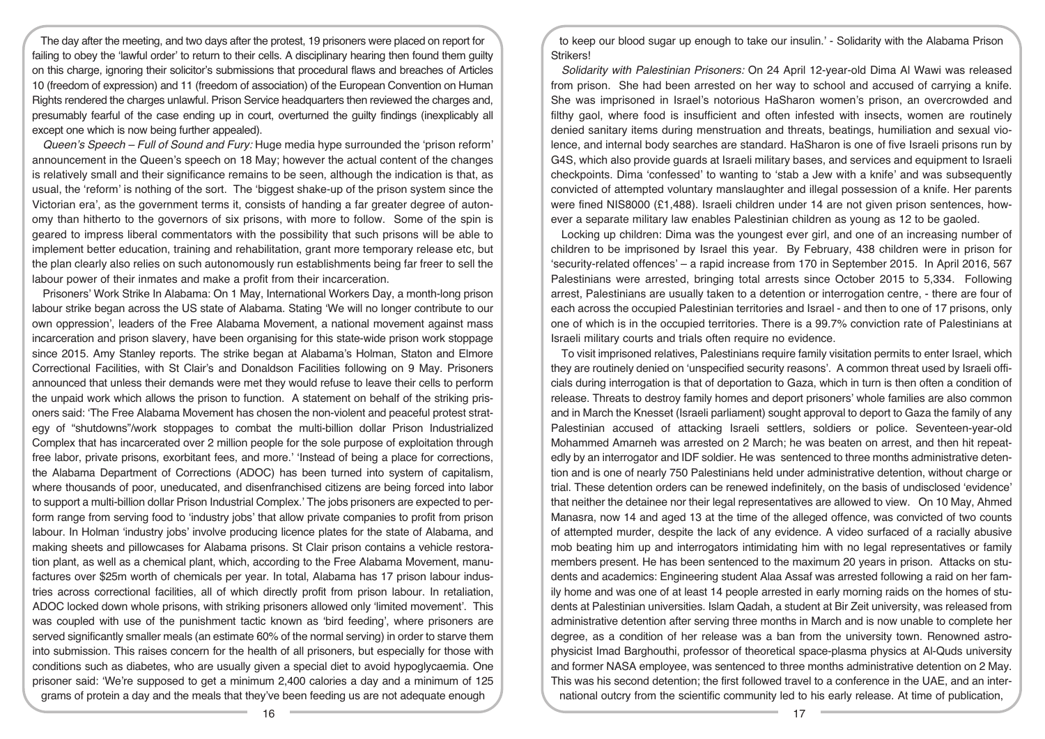The day after the meeting, and two days after the protest, 19 prisoners were placed on report for failing to obey the 'lawful order' to return to their cells. A disciplinary hearing then found them guilty on this charge, ignoring their solicitor's submissions that procedural flaws and breaches of Articles 10 (freedom of expression) and 11 (freedom of association) of the European Convention on Human Rights rendered the charges unlawful. Prison Service headquarters then reviewed the charges and, presumably fearful of the case ending up in court, overturned the guilty findings (inexplicably all except one which is now being further appealed).

*Queen's Speech – Full of Sound and Fury:* Huge media hype surrounded the 'prison reform' announcement in the Queen's speech on 18 May; however the actual content of the changes is relatively small and their significance remains to be seen, although the indication is that, as usual, the 'reform' is nothing of the sort. The 'biggest shake-up of the prison system since the Victorian era', as the government terms it, consists of handing a far greater degree of autonomy than hitherto to the governors of six prisons, with more to follow. Some of the spin is geared to impress liberal commentators with the possibility that such prisons will be able to implement better education, training and rehabilitation, grant more temporary release etc, but the plan clearly also relies on such autonomously run establishments being far freer to sell the labour power of their inmates and make a profit from their incarceration.

Prisoners' Work Strike In Alabama: On 1 May, International Workers Day, a month-long prison labour strike began across the US state of Alabama. Stating 'We will no longer contribute to our own oppression', leaders of the Free Alabama Movement, a national movement against mass incarceration and prison slavery, have been organising for this state-wide prison work stoppage since 2015. Amy Stanley reports. The strike began at Alabama's Holman, Staton and Elmore Correctional Facilities, with St Clair's and Donaldson Facilities following on 9 May. Prisoners announced that unless their demands were met they would refuse to leave their cells to perform the unpaid work which allows the prison to function. A statement on behalf of the striking prisoners said: 'The Free Alabama Movement has chosen the non-violent and peaceful protest strategy of "shutdowns"/work stoppages to combat the multi-billion dollar Prison Industrialized Complex that has incarcerated over 2 million people for the sole purpose of exploitation through free labor, private prisons, exorbitant fees, and more.' 'Instead of being a place for corrections, the Alabama Department of Corrections (ADOC) has been turned into system of capitalism, where thousands of poor, uneducated, and disenfranchised citizens are being forced into labor to support a multi-billion dollar Prison Industrial Complex.' The jobs prisoners are expected to perform range from serving food to 'industry jobs' that allow private companies to profit from prison labour. In Holman 'industry jobs' involve producing licence plates for the state of Alabama, and making sheets and pillowcases for Alabama prisons. St Clair prison contains a vehicle restoration plant, as well as a chemical plant, which, according to the Free Alabama Movement, manufactures over $25m worth of chemicals per year. In total, Alabama has 17 prison labour industries across correctional facilities, all of which directly profit from prison labour. In retaliation, ADOC locked down whole prisons, with striking prisoners allowed only 'limited movement'. This was coupled with use of the punishment tactic known as 'bird feeding', where prisoners are served significantly smaller meals (an estimate 60% of the normal serving) in order to starve them into submission. This raises concern for the health of all prisoners, but especially for those with conditions such as diabetes, who are usually given a special diet to avoid hypoglycaemia. One prisoner said: 'We're supposed to get a minimum 2,400 calories a day and a minimum of 125 grams of protein a day and the meals that they've been feeding us are not adequate enough to keep our blood sugar up enough to take our insulin.' - Solidarity with the Alabama Prison Strikers!

*Solidarity with Palestinian Prisoners:* On 24 April 12-year-old Dima Al Wawi was released from prison. She had been arrested on her way to school and accused of carrying a knife. She was imprisoned in Israel's notorious HaSharon women's prison, an overcrowded and filthy gaol, where food is insufficient and often infested with insects, women are routinely denied sanitary items during menstruation and threats, beatings, humiliation and sexual violence, and internal body searches are standard. HaSharon is one of five Israeli prisons run by G4S, which also provide guards at Israeli military bases, and services and equipment to Israeli checkpoints. Dima 'confessed' to wanting to 'stab a Jew with a knife' and was subsequently convicted of attempted voluntary manslaughter and illegal possession of a knife. Her parents were fined NIS8000 (£1,488). Israeli children under 14 are not given prison sentences, however a separate military law enables Palestinian children as young as 12 to be gaoled.

Locking up children: Dima was the youngest ever girl, and one of an increasing number of children to be imprisoned by Israel this year. By February, 438 children were in prison for 'security-related offences' – a rapid increase from 170 in September 2015. In April 2016, 567 Palestinians were arrested, bringing total arrests since October 2015 to 5,334. Following arrest, Palestinians are usually taken to a detention or interrogation centre, - there are four of each across the occupied Palestinian territories and Israel - and then to one of 17 prisons, only one of which is in the occupied territories. There is a 99.7% conviction rate of Palestinians at Israeli military courts and trials often require no evidence.

To visit imprisoned relatives, Palestinians require family visitation permits to enter Israel, which they are routinely denied on 'unspecified security reasons'. A common threat used by Israeli officials during interrogation is that of deportation to Gaza, which in turn is then often a condition of release. Threats to destroy family homes and deport prisoners' whole families are also common and in March the Knesset (Israeli parliament) sought approval to deport to Gaza the family of any Palestinian accused of attacking Israeli settlers, soldiers or police. Seventeen-year-old Mohammed Amarneh was arrested on 2 March; he was beaten on arrest, and then hit repeatedly by an interrogator and IDF soldier. He was sentenced to three months administrative detention and is one of nearly 750 Palestinians held under administrative detention, without charge or trial. These detention orders can be renewed indefinitely, on the basis of undisclosed 'evidence' that neither the detainee nor their legal representatives are allowed to view. On 10 May, Ahmed Manasra, now 14 and aged 13 at the time of the alleged offence, was convicted of two counts of attempted murder, despite the lack of any evidence. A video surfaced of a racially abusive mob beating him up and interrogators intimidating him with no legal representatives or family members present. He has been sentenced to the maximum 20 years in prison. Attacks on students and academics: Engineering student Alaa Assaf was arrested following a raid on her family home and was one of at least 14 people arrested in early morning raids on the homes of students at Palestinian universities. Islam Qadah, a student at Bir Zeit university, was released from administrative detention after serving three months in March and is now unable to complete her degree, as a condition of her release was a ban from the university town. Renowned astrophysicist Imad Barghouthi, professor of theoretical space-plasma physics at Al-Quds university and former NASA employee, was sentenced to three months administrative detention on 2 May. This was his second detention; the first followed travel to a conference in the UAE, and an international outcry from the scientific community led to his early release. At time of publication,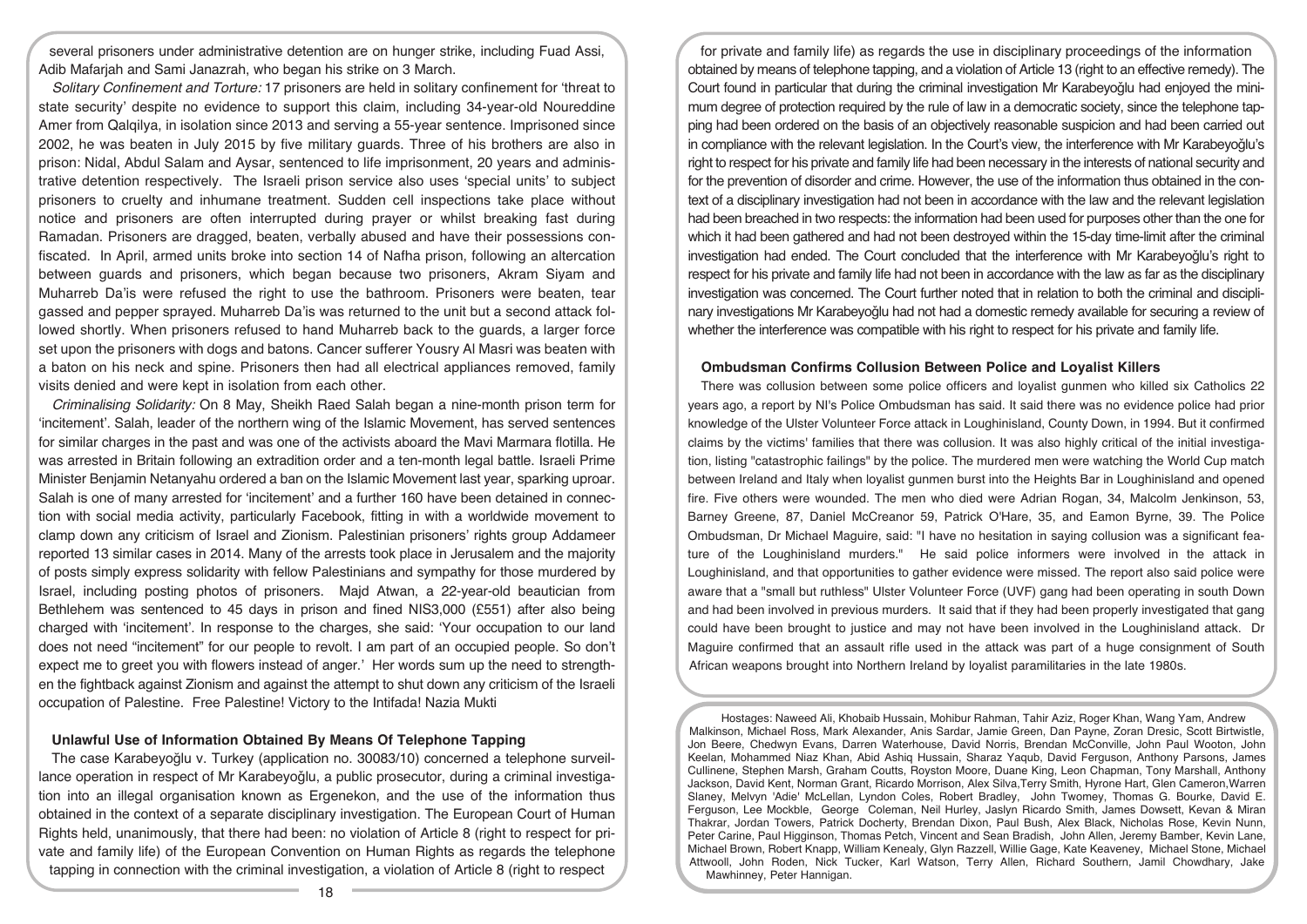several prisoners under administrative detention are on hunger strike, including Fuad Assi, Adib Mafarjah and Sami Janazrah, who began his strike on 3 March.

*Solitary Confinement and Torture:* 17 prisoners are held in solitary confinement for 'threat to state security' despite no evidence to support this claim, including 34-year-old Noureddine Amer from Qalqilya, in isolation since 2013 and serving a 55-year sentence. Imprisoned since 2002, he was beaten in July 2015 by five military guards. Three of his brothers are also in prison: Nidal, Abdul Salam and Aysar, sentenced to life imprisonment, 20 years and administrative detention respectively. The Israeli prison service also uses 'special units' to subject prisoners to cruelty and inhumane treatment. Sudden cell inspections take place without notice and prisoners are often interrupted during prayer or whilst breaking fast during Ramadan. Prisoners are dragged, beaten, verbally abused and have their possessions confiscated. In April, armed units broke into section 14 of Nafha prison, following an altercation between guards and prisoners, which began because two prisoners, Akram Siyam and Muharreb Da'is were refused the right to use the bathroom. Prisoners were beaten, tear gassed and pepper sprayed. Muharreb Da'is was returned to the unit but a second attack followed shortly. When prisoners refused to hand Muharreb back to the guards, a larger force set upon the prisoners with dogs and batons. Cancer sufferer Yousry Al Masri was beaten with a baton on his neck and spine. Prisoners then had all electrical appliances removed, family visits denied and were kept in isolation from each other.

*Criminalising Solidarity:* On 8 May, Sheikh Raed Salah began a nine-month prison term for 'incitement'. Salah, leader of the northern wing of the Islamic Movement, has served sentences for similar charges in the past and was one of the activists aboard the Mavi Marmara flotilla. He was arrested in Britain following an extradition order and a ten-month legal battle. Israeli Prime Minister Benjamin Netanyahu ordered a ban on the Islamic Movement last year, sparking uproar. Salah is one of many arrested for 'incitement' and a further 160 have been detained in connection with social media activity, particularly Facebook, fitting in with a worldwide movement to clamp down any criticism of Israel and Zionism. Palestinian prisoners' rights group Addameer reported 13 similar cases in 2014. Many of the arrests took place in Jerusalem and the majority of posts simply express solidarity with fellow Palestinians and sympathy for those murdered by Israel, including posting photos of prisoners. Majd Atwan, a 22-year-old beautician from Bethlehem was sentenced to 45 days in prison and fined NIS3,000 (£551) after also being charged with 'incitement'. In response to the charges, she said: 'Your occupation to our land does not need "incitement" for our people to revolt. I am part of an occupied people. So don't expect me to greet you with flowers instead of anger.' Her words sum up the need to strengthen the fightback against Zionism and against the attempt to shut down any criticism of the Israeli occupation of Palestine. Free Palestine! Victory to the Intifada! Nazia Mukti

### Unlawful Use of Information Obtained By Means Of Telephone Tapping

The case Karabeyoğlu v. Turkey (application no. 30083/10) concerned a telephone surveillance operation in respect of Mr Karabeyoğlu, a public prosecutor, during a criminal investigation into an illegal organisation known as Ergenekon, and the use of the information thus obtained in the context of a separate disciplinary investigation. The European Court of Human Rights held, unanimously, that there had been: no violation of Article 8 (right to respect for private and family life) of the European Convention on Human Rights as regards the telephone tapping in connection with the criminal investigation, a violation of Article 8 (right to respect for private and family life) as regards the use in disciplinary proceedings of the information obtained by means of telephone tapping, and a violation of Article 13 (right to an effective remedy). The Court found in particular that during the criminal investigation Mr Karabeyoğlu had enjoyed the minimum degree of protection required by the rule of law in a democratic society, since the telephone tapping had been ordered on the basis of an objectively reasonable suspicion and had been carried out in compliance with the relevant legislation. In the Court's view, the interference with Mr Karabeyoğlu's right to respect for his private and family life had been necessary in the interests of national security and for the prevention of disorder and crime. However, the use of the information thus obtained in the context of a disciplinary investigation had not been in accordance with the law and the relevant legislation had been breached in two respects: the information had been used for purposes other than the one for which it had been gathered and had not been destroyed within the 15-day time-limit after the criminal investigation had ended. The Court concluded that the interference with Mr Karabeyoğlu's right to respect for his private and family life had not been in accordance with the law as far as the disciplinary investigation was concerned. The Court further noted that in relation to both the criminal and disciplinary investigations Mr Karabeyoğlu had not had a domestic remedy available for securing a review of whether the interference was compatible with his right to respect for his private and family life.

### Ombudsman Confirms Collusion Between Police and Loyalist Killers

There was collusion between some police officers and loyalist gunmen who killed six Catholics 22 years ago, a report by NI's Police Ombudsman has said. It said there was no evidence police had prior knowledge of the Ulster Volunteer Force attack in Loughinisland, County Down, in 1994. But it confirmed claims by the victims' families that there was collusion. It was also highly critical of the initial investigation, listing "catastrophic failings" by the police. The murdered men were watching the World Cup match between Ireland and Italy when loyalist gunmen burst into the Heights Bar in Loughinisland and opened fire. Five others were wounded. The men who died were Adrian Rogan, 34, Malcolm Jenkinson, 53, Barney Greene, 87, Daniel McCreanor 59, Patrick O'Hare, 35, and Eamon Byrne, 39. The Police Ombudsman, Dr Michael Maguire, said: "I have no hesitation in saying collusion was a significant feature of the Loughinisland murders." He said police informers were involved in the attack in Loughinisland, and that opportunities to gather evidence were missed. The report also said police were aware that a "small but ruthless" Ulster Volunteer Force (UVF) gang had been operating in south Down and had been involved in previous murders. It said that if they had been properly investigated that gang could have been brought to justice and may not have been involved in the Loughinisland attack. Dr Maguire confirmed that an assault rifle used in the attack was part of a huge consignment of South African weapons brought into Northern Ireland by loyalist paramilitaries in the late 1980s.

Hostages: Naweed Ali, Khobaib Hussain, Mohibur Rahman, Tahir Aziz, Roger Khan, Wang Yam, Andrew Malkinson, Michael Ross, Mark Alexander, Anis Sardar, Jamie Green, Dan Payne, Zoran Dresic, Scott Birtwistle, Jon Beere, Chedwyn Evans, Darren Waterhouse, David Norris, Brendan McConville, John Paul Wooton, John Keelan, Mohammed Niaz Khan, Abid Ashiq Hussain, Sharaz Yaqub, David Ferguson, Anthony Parsons, James Cullinene, Stephen Marsh, Graham Coutts, Royston Moore, Duane King, Leon Chapman, Tony Marshall, Anthony Jackson, David Kent, Norman Grant, Ricardo Morrison, Alex Silva,Terry Smith, Hyrone Hart, Glen Cameron,Warren Slaney, Melvyn 'Adie' McLellan, Lyndon Coles, Robert Bradley, John Twomey, Thomas G. Bourke, David E. Ferguson, Lee Mockble, George Coleman, Neil Hurley, Jaslyn Ricardo Smith, James Dowsett, Kevan & Miran Thakrar, Jordan Towers, Patrick Docherty, Brendan Dixon, Paul Bush, Alex Black, Nicholas Rose, Kevin Nunn, Peter Carine, Paul Higginson, Thomas Petch, Vincent and Sean Bradish, John Allen, Jeremy Bamber, Kevin Lane, Michael Brown, Robert Knapp, William Kenealy, Glyn Razzell, Willie Gage, Kate Keaveney, Michael Stone, Michael Attwooll, John Roden, Nick Tucker, Karl Watson, Terry Allen, Richard Southern, Jamil Chowdhary, Jake Mawhinney, Peter Hannigan.